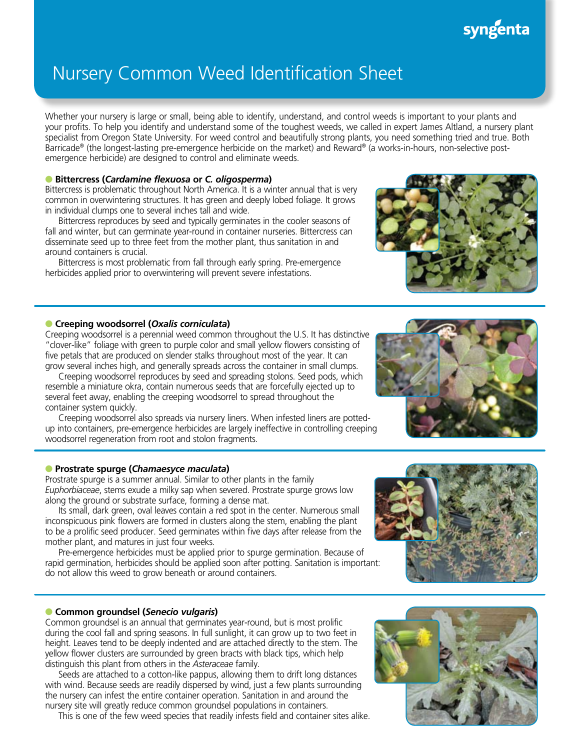# Nursery Common Weed Identification Sheet

Whether your nursery is large or small, being able to identify, understand, and control weeds is important to your plants and your profits. To help you identify and understand some of the toughest weeds, we called in expert James Altland, a nursery plant specialist from Oregon State University. For weed control and beautifully strong plants, you need something tried and true. Both Barricade® (the longest-lasting pre-emergence herbicide on the market) and Reward® (a works-in-hours, non-selective post-emergence herbicide) are designed to control and eliminate weeds.

## Bittercress (*Cardamine flexuosa* or *C. oligosperma*)

Bittercress is problematic throughout North America. It is a winter annual that is very common in overwintering structures. It has green and deeply lobed foliage. It grows in individual clumps one to several inches tall and wide.

Bittercress reproduces by seed and typically germinates in the cooler seasons of fall and winter, but can germinate year-round in container nurseries. Bittercress can disseminate seed up to three feet from the mother plant, thus sanitation in and around containers is crucial.

Bittercress is most problematic from fall through early spring. Pre-emergence herbicides applied prior to overwintering will prevent severe infestations.

## Creeping woodsorrel (*Oxalis corniculata*)

Creeping woodsorrel is a perennial weed common throughout the U.S. It has distinctive "clover-like" foliage with green to purple color and small yellow flowers consisting of five petals that are produced on slender stalks throughout most of the year. It can grow several inches high, and generally spreads across the container in small clumps.

Creeping woodsorrel reproduces by seed and spreading stolons. Seed pods, which resemble a miniature okra, contain numerous seeds that are forcefully ejected up to several feet away, enabling the creeping woodsorrel to spread throughout the container system quickly.

Creeping woodsorrel also spreads via nursery liners. When infested liners are potted-up into containers, pre-emergence herbicides are largely ineffective in controlling creeping woodsorrel regeneration from root and stolon fragments.

## Prostrate spurge (*Chamaesyce maculata*)

Prostrate spurge is a summer annual. Similar to other plants in the family *Euphorbiaceae*, stems exude a milky sap when severed. Prostrate spurge grows low along the ground or substrate surface, forming a dense mat.

Its small, dark green, oval leaves contain a red spot in the center. Numerous small inconspicuous pink flowers are formed in clusters along the stem, enabling the plant to be a prolific seed producer. Seed germinates within five days after release from the mother plant, and matures in just four weeks.

Pre-emergence herbicides must be applied prior to spurge germination. Because of rapid germination, herbicides should be applied soon after potting. Sanitation is important: do not allow this weed to grow beneath or around containers.

## Common groundsel (*Senecio vulgaris*)

Common groundsel is an annual that germinates year-round, but is most prolific during the cool fall and spring seasons. In full sunlight, it can grow up to two feet in height. Leaves tend to be deeply indented and are attached directly to the stem. The yellow flower clusters are surrounded by green bracts with black tips, which help distinguish this plant from others in the *Asteraceae* family.

Seeds are attached to a cotton-like pappus, allowing them to drift long distances with wind. Because seeds are readily dispersed by wind, just a few plants surrounding the nursery can infest the entire container operation. Sanitation in and around the nursery site will greatly reduce common groundsel populations in containers.

This is one of the few weed species that readily infests field and container sites alike.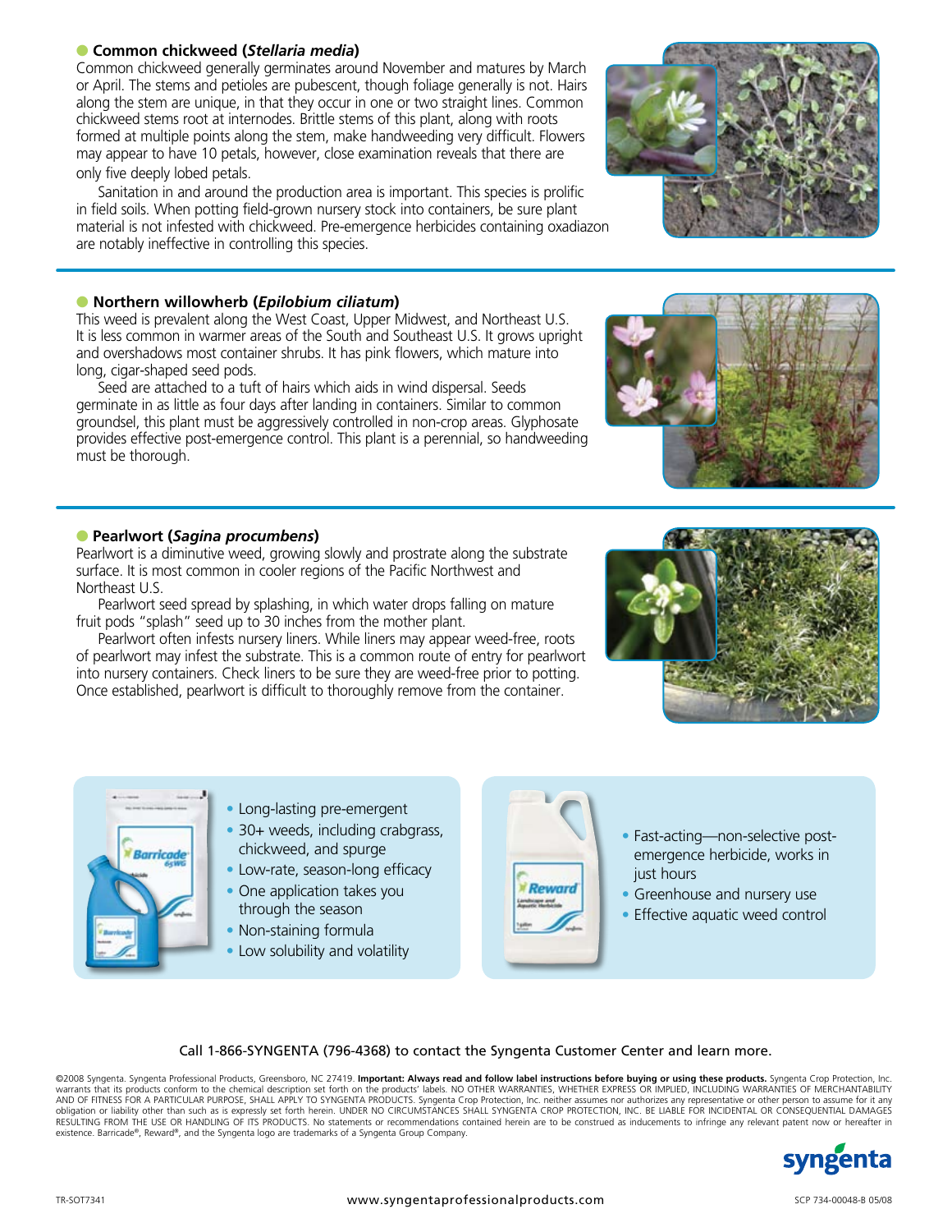### Common chickweed (*Stellaria media*)

Common chickweed generally germinates around November and matures by March or April. The stems and petioles are pubescent, though foliage generally is not. Hairs along the stem are unique, in that they occur in one or two straight lines. Common chickweed stems root at internodes. Brittle stems of this plant, along with roots formed at multiple points along the stem, make handweeding very difficult. Flowers may appear to have 10 petals, however, close examination reveals that there are only five deeply lobed petals.

Sanitation in and around the production area is important. This species is prolific in field soils. When potting field-grown nursery stock into containers, be sure plant material is not infested with chickweed. Pre-emergence herbicides containing oxadiazon are notably ineffective in controlling this species.

### Northern willowherb (*Epilobium ciliatum*)

This weed is prevalent along the West Coast, Upper Midwest, and Northeast U.S. It is less common in warmer areas of the South and Southeast U.S. It grows upright and overshadows most container shrubs. It has pink flowers, which mature into long, cigar-shaped seed pods.

Seed are attached to a tuft of hairs which aids in wind dispersal. Seeds germinate in as little as four days after landing in containers. Similar to common groundsel, this plant must be aggressively controlled in non-crop areas. Glyphosate provides effective post-emergence control. This plant is a perennial, so handweeding must be thorough.

### Pearlwort (*Sagina procumbens*)

Pearlwort is a diminutive weed, growing slowly and prostrate along the substrate surface. It is most common in cooler regions of the Pacific Northwest and Northeast U.S.

Pearlwort seed spread by splashing, in which water drops falling on mature fruit pods "splash" seed up to 30 inches from the mother plant.

Pearlwort often infests nursery liners. While liners may appear weed-free, roots of pearlwort may infest the substrate. This is a common route of entry for pearlwort into nursery containers. Check liners to be sure they are weed-free prior to potting. Once established, pearlwort is difficult to thoroughly remove from the container.

- Long-lasting pre-emergent
- 30+ weeds, including crabgrass, chickweed, and spurge
- Low-rate, season-long efficacy
- One application takes you through the season
- Non-staining formula
- Low solubility and volatility

- Fast-acting—non-selective post-emergence herbicide, works in just hours
- Greenhouse and nursery use
- Effective aquatic weed control

Call 1-866-SYNGENTA (796-4368) to contact the Syngenta Customer Center and learn more.

©2008 Syngenta. Syngenta Professional Products, Greensboro, NC 27419. **Important: Always read and follow label instructions before buying or using these products.** Syngenta Crop Protection, Inc. warrants that its products conform to the chemical description set forth on the products' labels. NO OTHER WARRANTIES, WHETHER EXPRESS OR IMPLIED, INCLUDING WARRANTIES OF MERCHANTABILITY AND OF FITNESS FOR A PARTICULAR PURPOSE, SHALL APPLY TO SYNGENTA PRODUCTS. Syngenta Crop Protection, Inc. neither assumes nor authorizes any representative or other person to assume for it any obligation or liability other than such as is expressly set forth herein. UNDER NO CIRCUMSTANCES SHALL SYNGENTA CROP PROTECTION, INC. BE LIABLE FOR INCIDENTAL OR CONSEQUENTIAL DAMAGES RESULTING FROM THE USE OR HANDLING OF ITS PRODUCTS. No statements or recommendations contained herein are to be construed as inducements to infringe any relevant patent now or hereafter in existence. Barricade®, Reward®, and the Syngenta logo are trademarks of a Syngenta Group Company.

syngenta

TR-SOT7341 www.syngentaprofessionalproducts.com SCP 734-00048-B 05/08